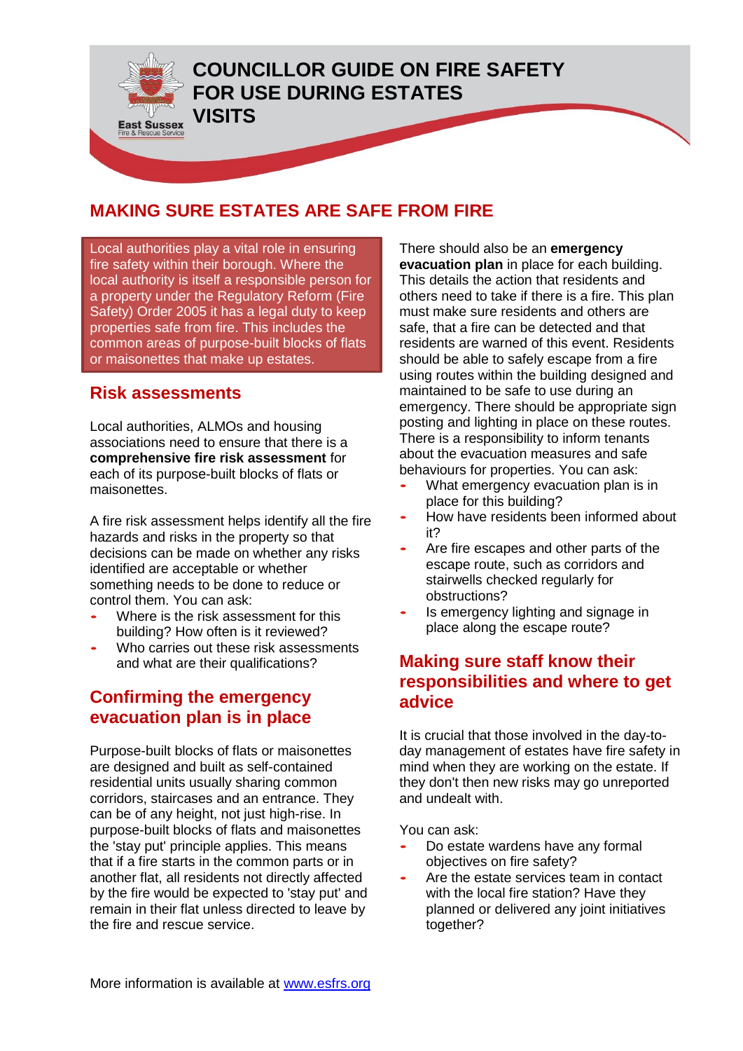# COUNCILLOR GUIDE ON FIRE SAFETY FOR USE DURING ESTATES VISITS

East Sussex Fire & Rescue Service

## MAKING SURE ESTATES ARE SAFE FROM FIRE

Local authorities play a vital role in ensuring fire safety within their borough. Where the local authority is itself a responsible person for a property under the Regulatory Reform (Fire Safety) Order 2005 it has a legal duty to keep properties safe from fire. This includes the common areas of purpose-built blocks of flats or maisonettes that make up estates.

### Risk assessments

Local authorities, ALMOs and housing associations need to ensure that there is a **comprehensive fire risk assessment** for each of its purpose-built blocks of flats or maisonettes.

A fire risk assessment helps identify all the fire hazards and risks in the property so that decisions can be made on whether any risks identified are acceptable or whether something needs to be done to reduce or control them. You can ask:

- Where is the risk assessment for this building? How often is it reviewed?
- Who carries out these risk assessments and what are their qualifications?

### Confirming the emergency evacuation plan is in place

Purpose-built blocks of flats or maisonettes are designed and built as self-contained residential units usually sharing common corridors, staircases and an entrance. They can be of any height, not just high-rise. In purpose-built blocks of flats and maisonettes the 'stay put' principle applies. This means that if a fire starts in the common parts or in another flat, all residents not directly affected by the fire would be expected to 'stay put' and remain in their flat unless directed to leave by the fire and rescue service.

There should also be an **emergency evacuation plan** in place for each building. This details the action that residents and others need to take if there is a fire. This plan must make sure residents and others are safe, that a fire can be detected and that residents are warned of this event. Residents should be able to safely escape from a fire using routes within the building designed and maintained to be safe to use during an emergency. There should be appropriate sign posting and lighting in place on these routes. There is a responsibility to inform tenants about the evacuation measures and safe behaviours for properties. You can ask:

- What emergency evacuation plan is in place for this building?
- How have residents been informed about it?
- Are fire escapes and other parts of the escape route, such as corridors and stairwells checked regularly for obstructions?
- Is emergency lighting and signage in place along the escape route?

### Making sure staff know their responsibilities and where to get advice

It is crucial that those involved in the day-to-day management of estates have fire safety in mind when they are working on the estate. If they don't then new risks may go unreported and undealt with.

You can ask:

- Do estate wardens have any formal objectives on fire safety?
- Are the estate services team in contact with the local fire station? Have they planned or delivered any joint initiatives together?

More information is available at [www.esfrs.org](www.esfrs.org)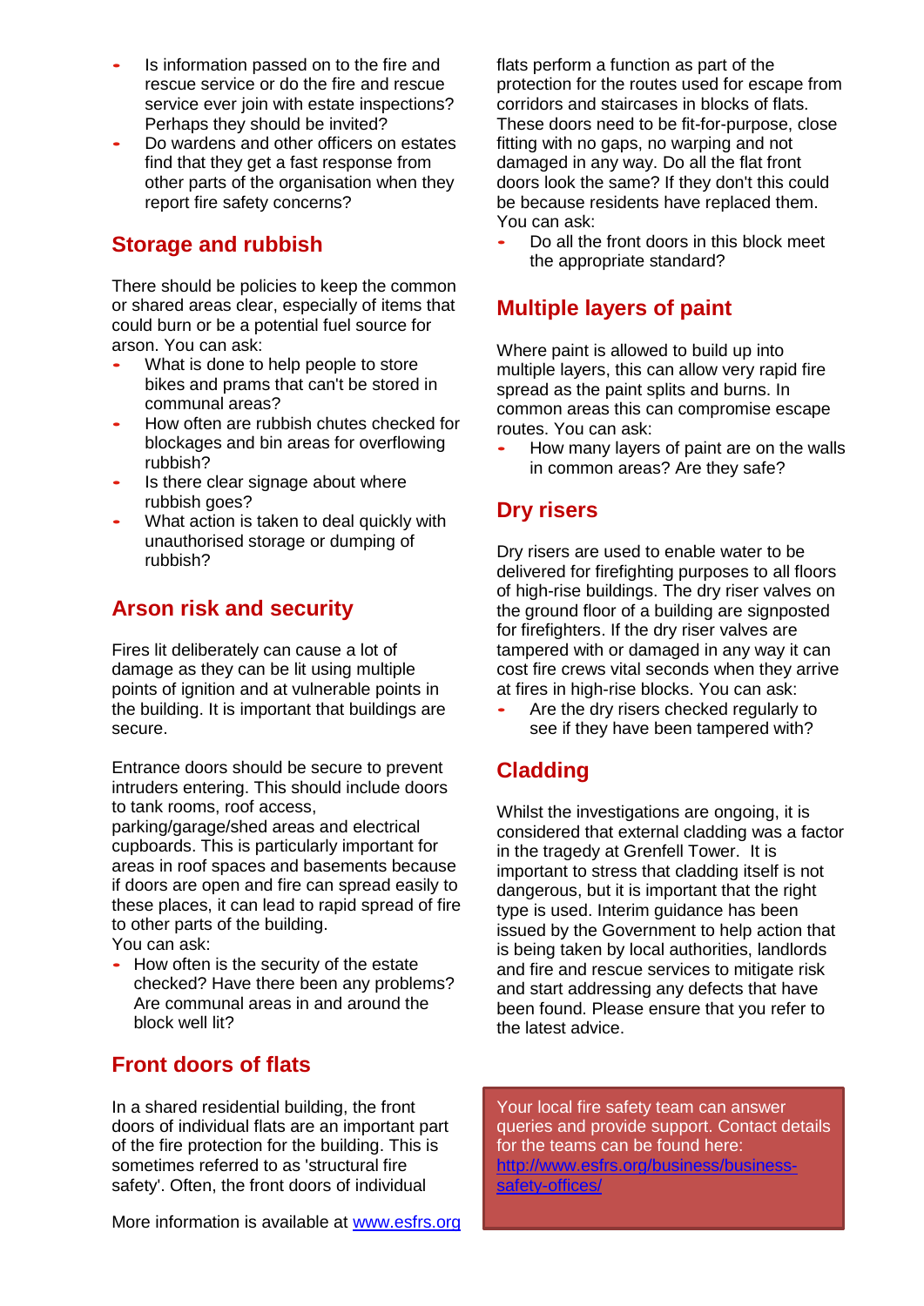- Is information passed on to the fire and rescue service or do the fire and rescue service ever join with estate inspections? Perhaps they should be invited?
- Do wardens and other officers on estates find that they get a fast response from other parts of the organisation when they report fire safety concerns?

## Storage and rubbish

There should be policies to keep the common or shared areas clear, especially of items that could burn or be a potential fuel source for arson. You can ask:

- What is done to help people to store bikes and prams that can't be stored in communal areas?
- How often are rubbish chutes checked for blockages and bin areas for overflowing rubbish?
- Is there clear signage about where rubbish goes?
- What action is taken to deal quickly with unauthorised storage or dumping of rubbish?

## Arson risk and security

Fires lit deliberately can cause a lot of damage as they can be lit using multiple points of ignition and at vulnerable points in the building. It is important that buildings are secure.

Entrance doors should be secure to prevent intruders entering. This should include doors to tank rooms, roof access, parking/garage/shed areas and electrical cupboards. This is particularly important for areas in roof spaces and basements because if doors are open and fire can spread easily to these places, it can lead to rapid spread of fire to other parts of the building.
You can ask:

- How often is the security of the estate checked? Have there been any problems? Are communal areas in and around the block well lit?

## Front doors of flats

In a shared residential building, the front doors of individual flats are an important part of the fire protection for the building. This is sometimes referred to as 'structural fire safety'. Often, the front doors of individual flats perform a function as part of the protection for the routes used for escape from corridors and staircases in blocks of flats. These doors need to be fit-for-purpose, close fitting with no gaps, no warping and not damaged in any way. Do all the flat front doors look the same? If they don't this could be because residents have replaced them. You can ask:

- Do all the front doors in this block meet the appropriate standard?

## Multiple layers of paint

Where paint is allowed to build up into multiple layers, this can allow very rapid fire spread as the paint splits and burns. In common areas this can compromise escape routes. You can ask:

- How many layers of paint are on the walls in common areas? Are they safe?

## Dry risers

Dry risers are used to enable water to be delivered for firefighting purposes to all floors of high-rise buildings. The dry riser valves on the ground floor of a building are signposted for firefighters. If the dry riser valves are tampered with or damaged in any way it can cost fire crews vital seconds when they arrive at fires in high-rise blocks. You can ask:

- Are the dry risers checked regularly to see if they have been tampered with?

## Cladding

Whilst the investigations are ongoing, it is considered that external cladding was a factor in the tragedy at Grenfell Tower. It is important to stress that cladding itself is not dangerous, but it is important that the right type is used. Interim guidance has been issued by the Government to help action that is being taken by local authorities, landlords and fire and rescue services to mitigate risk and start addressing any defects that have been found. Please ensure that you refer to the latest advice.

Your local fire safety team can answer queries and provide support. Contact details for the teams can be found here: http://www.esfrs.org/business/business-safety-offices/

More information is available at www.esfrs.org